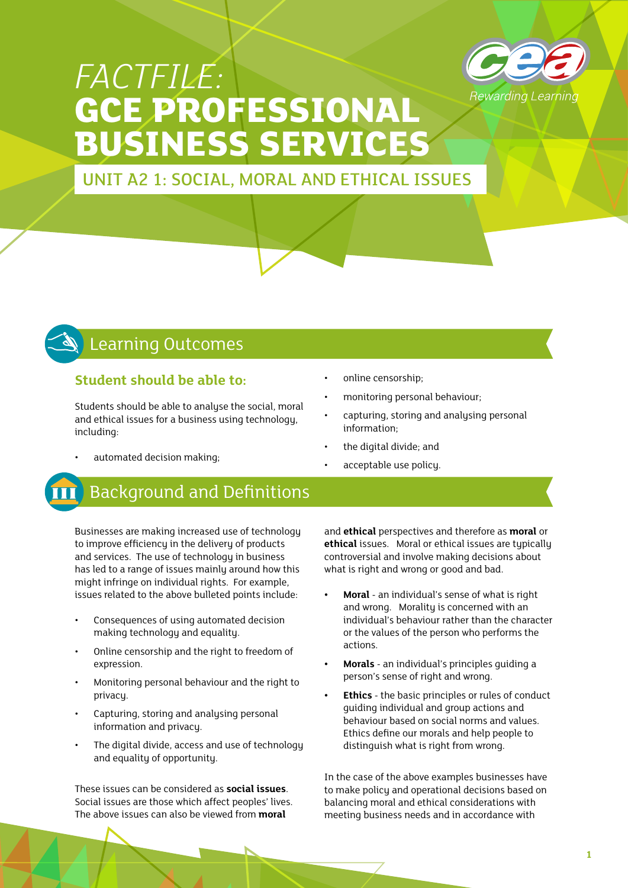# FACTFILE: GCE PROFESSIONAL BUSINESS SERVICES

## UNIT A2 1: SOCIAL, MORAL AND ETHICAL ISSUES

## Learning Outcomes

### Student should be able to:

Students should be able to analyse the social, moral and ethical issues for a business using technology, including:

- automated decision making;
- online censorship;
- monitoring personal behaviour;
- capturing, storing and analysing personal information;
- the digital divide; and
- acceptable use policy.

## Background and Definitions

Businesses are making increased use of technology to improve efficiency in the delivery of products and services. The use of technology in business has led to a range of issues mainly around how this might infringe on individual rights. For example, issues related to the above bulleted points include:

- Consequences of using automated decision making technology and equality.
- Online censorship and the right to freedom of expression.
- Monitoring personal behaviour and the right to privacy.
- Capturing, storing and analysing personal information and privacy.
- The digital divide, access and use of technology and equality of opportunity.

These issues can be considered as **social issues**. Social issues are those which affect peoples' lives. The above issues can also be viewed from **moral** and **ethical** perspectives and therefore as **moral** or **ethical** issues. Moral or ethical issues are typically controversial and involve making decisions about what is right and wrong or good and bad.

- **Moral** - an individual's sense of what is right and wrong. Morality is concerned with an individual's behaviour rather than the character or the values of the person who performs the actions.
- **Morals** - an individual's principles guiding a person's sense of right and wrong.
- **Ethics** - the basic principles or rules of conduct guiding individual and group actions and behaviour based on social norms and values. Ethics define our morals and help people to distinguish what is right from wrong.

In the case of the above examples businesses have to make policy and operational decisions based on balancing moral and ethical considerations with meeting business needs and in accordance with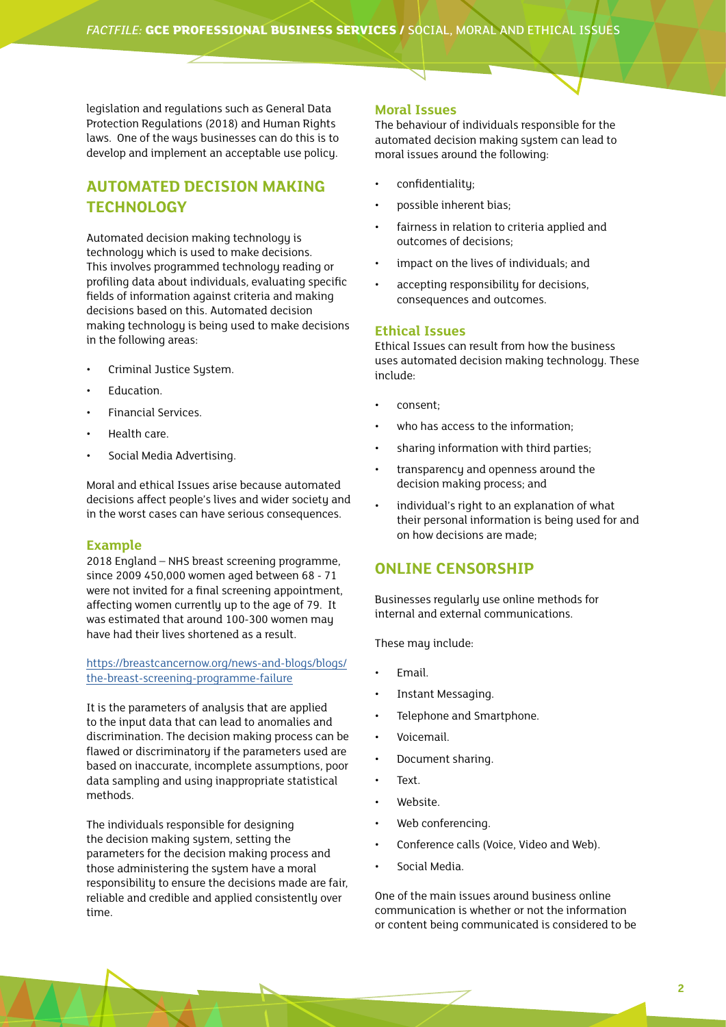legislation and regulations such as General Data Protection Regulations (2018) and Human Rights laws. One of the ways businesses can do this is to develop and implement an acceptable use policy.

## AUTOMATED DECISION MAKING TECHNOLOGY

Automated decision making technology is technology which is used to make decisions. This involves programmed technology reading or profiling data about individuals, evaluating specific fields of information against criteria and making decisions based on this. Automated decision making technology is being used to make decisions in the following areas:

- Criminal Justice System.
- Education.
- Financial Services.
- Health care.
- Social Media Advertising.

Moral and ethical Issues arise because automated decisions affect people's lives and wider society and in the worst cases can have serious consequences.

### Example

2018 England – NHS breast screening programme, since 2009 450,000 women aged between 68 - 71 were not invited for a final screening appointment, affecting women currently up to the age of 79. It was estimated that around 100-300 women may have had their lives shortened as a result.

https://breastcancernow.org/news-and-blogs/blogs/the-breast-screening-programme-failure

It is the parameters of analysis that are applied to the input data that can lead to anomalies and discrimination. The decision making process can be flawed or discriminatory if the parameters used are based on inaccurate, incomplete assumptions, poor data sampling and using inappropriate statistical methods.

The individuals responsible for designing the decision making system, setting the parameters for the decision making process and those administering the system have a moral responsibility to ensure the decisions made are fair, reliable and credible and applied consistently over time.

### Moral Issues

The behaviour of individuals responsible for the automated decision making system can lead to moral issues around the following:

- confidentiality;
- possible inherent bias;
- fairness in relation to criteria applied and outcomes of decisions;
- impact on the lives of individuals; and
- accepting responsibility for decisions, consequences and outcomes.

### Ethical Issues

Ethical Issues can result from how the business uses automated decision making technology. These include:

- consent;
- who has access to the information;
- sharing information with third parties;
- transparency and openness around the decision making process; and
- individual's right to an explanation of what their personal information is being used for and on how decisions are made;

## ONLINE CENSORSHIP

Businesses regularly use online methods for internal and external communications.

These may include:

- Email.
- Instant Messaging.
- Telephone and Smartphone.
- Voicemail.
- Document sharing.
- Text.
- Website.
- Web conferencing.
- Conference calls (Voice, Video and Web).
- Social Media.

One of the main issues around business online communication is whether or not the information or content being communicated is considered to be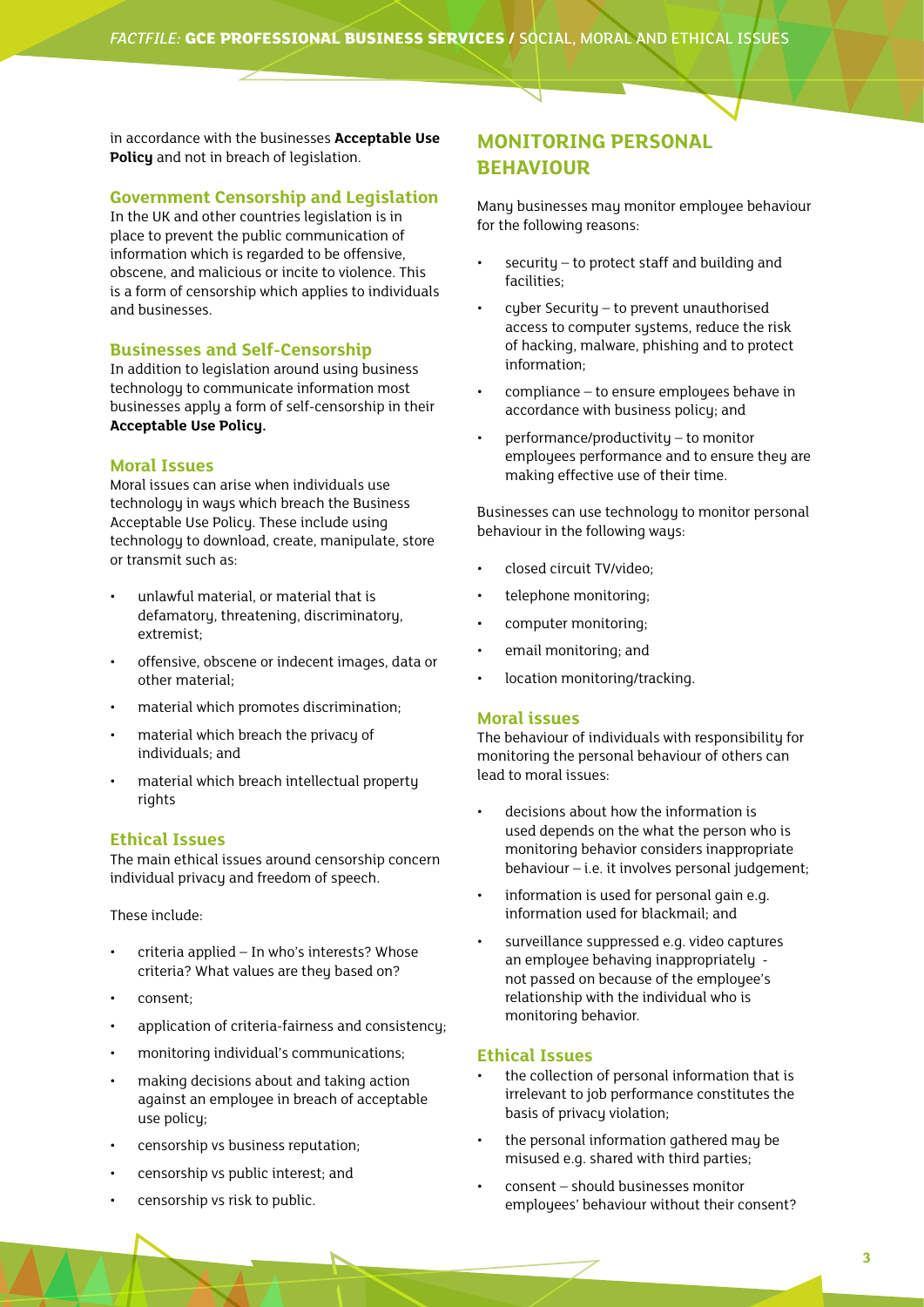in accordance with the businesses **Acceptable Use Policy** and not in breach of legislation.

### Government Censorship and Legislation

In the UK and other countries legislation is in place to prevent the public communication of information which is regarded to be offensive, obscene, and malicious or incite to violence. This is a form of censorship which applies to individuals and businesses.

### Businesses and Self-Censorship

In addition to legislation around using business technology to communicate information most businesses apply a form of self-censorship in their **Acceptable Use Policy.**

### Moral Issues

Moral issues can arise when individuals use technology in ways which breach the Business Acceptable Use Policy. These include using technology to download, create, manipulate, store or transmit such as:

- unlawful material, or material that is defamatory, threatening, discriminatory, extremist;
- offensive, obscene or indecent images, data or other material;
- material which promotes discrimination;
- material which breach the privacy of individuals; and
- material which breach intellectual property rights

### Ethical Issues

The main ethical issues around censorship concern individual privacy and freedom of speech.

These include:

- criteria applied – In who's interests? Whose criteria? What values are they based on?
- consent;
- application of criteria-fairness and consistency;
- monitoring individual's communications;
- making decisions about and taking action against an employee in breach of acceptable use policy;
- censorship vs business reputation;
- censorship vs public interest; and
- censorship vs risk to public.

## MONITORING PERSONAL BEHAVIOUR

Many businesses may monitor employee behaviour for the following reasons:

- security – to protect staff and building and facilities;
- cyber Security – to prevent unauthorised access to computer systems, reduce the risk of hacking, malware, phishing and to protect information;
- compliance – to ensure employees behave in accordance with business policy; and
- performance/productivity – to monitor employees performance and to ensure they are making effective use of their time.

Businesses can use technology to monitor personal behaviour in the following ways:

- closed circuit TV/video;
- telephone monitoring;
- computer monitoring;
- email monitoring; and
- location monitoring/tracking.

### Moral issues

The behaviour of individuals with responsibility for monitoring the personal behaviour of others can lead to moral issues:

- decisions about how the information is used depends on the what the person who is monitoring behavior considers inappropriate behaviour – i.e. it involves personal judgement;
- information is used for personal gain e.g. information used for blackmail; and
- surveillance suppressed e.g. video captures an employee behaving inappropriately - not passed on because of the employee's relationship with the individual who is monitoring behavior.

### Ethical Issues

- the collection of personal information that is irrelevant to job performance constitutes the basis of privacy violation;
- the personal information gathered may be misused e.g. shared with third parties;
- consent – should businesses monitor employees' behaviour without their consent?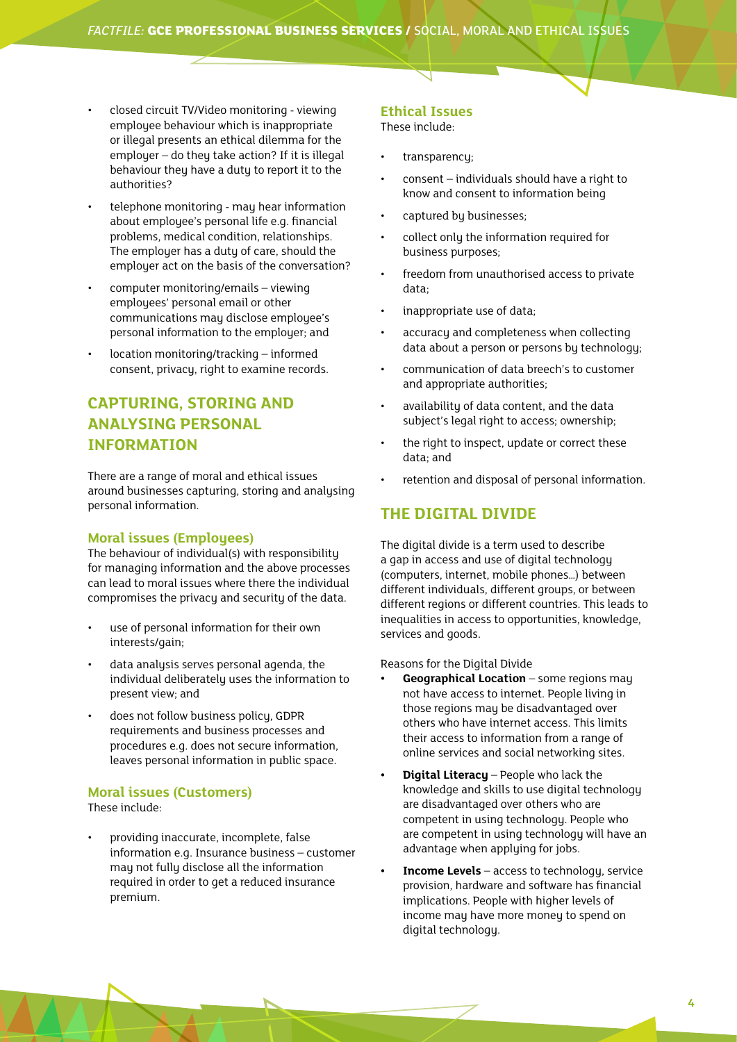- closed circuit TV/Video monitoring - viewing employee behaviour which is inappropriate or illegal presents an ethical dilemma for the employer – do they take action? If it is illegal behaviour they have a duty to report it to the authorities?
- telephone monitoring - may hear information about employee's personal life e.g. financial problems, medical condition, relationships. The employer has a duty of care, should the employer act on the basis of the conversation?
- computer monitoring/emails – viewing employees' personal email or other communications may disclose employee's personal information to the employer; and
- location monitoring/tracking – informed consent, privacy, right to examine records.

## CAPTURING, STORING AND ANALYSING PERSONAL INFORMATION

There are a range of moral and ethical issues around businesses capturing, storing and analysing personal information.

### Moral issues (Employees)

The behaviour of individual(s) with responsibility for managing information and the above processes can lead to moral issues where there the individual compromises the privacy and security of the data.

- use of personal information for their own interests/gain;
- data analysis serves personal agenda, the individual deliberately uses the information to present view; and
- does not follow business policy, GDPR requirements and business processes and procedures e.g. does not secure information, leaves personal information in public space.

### Moral issues (Customers)

These include:

- providing inaccurate, incomplete, false information e.g. Insurance business – customer may not fully disclose all the information required in order to get a reduced insurance premium.

### Ethical Issues

These include:

- transparency;
- consent – individuals should have a right to know and consent to information being
- captured by businesses;
- collect only the information required for business purposes;
- freedom from unauthorised access to private data;
- inappropriate use of data;
- accuracy and completeness when collecting data about a person or persons by technology;
- communication of data breech's to customer and appropriate authorities;
- availability of data content, and the data subject's legal right to access; ownership;
- the right to inspect, update or correct these data; and
- retention and disposal of personal information.

## THE DIGITAL DIVIDE

The digital divide is a term used to describe a gap in access and use of digital technology (computers, internet, mobile phones…) between different individuals, different groups, or between different regions or different countries. This leads to inequalities in access to opportunities, knowledge, services and goods.

Reasons for the Digital Divide

- **Geographical Location** – some regions may not have access to internet. People living in those regions may be disadvantaged over others who have internet access. This limits their access to information from a range of online services and social networking sites.
- **Digital Literacy** – People who lack the knowledge and skills to use digital technology are disadvantaged over others who are competent in using technology. People who are competent in using technology will have an advantage when applying for jobs.
- **Income Levels** – access to technology, service provision, hardware and software has financial implications. People with higher levels of income may have more money to spend on digital technology.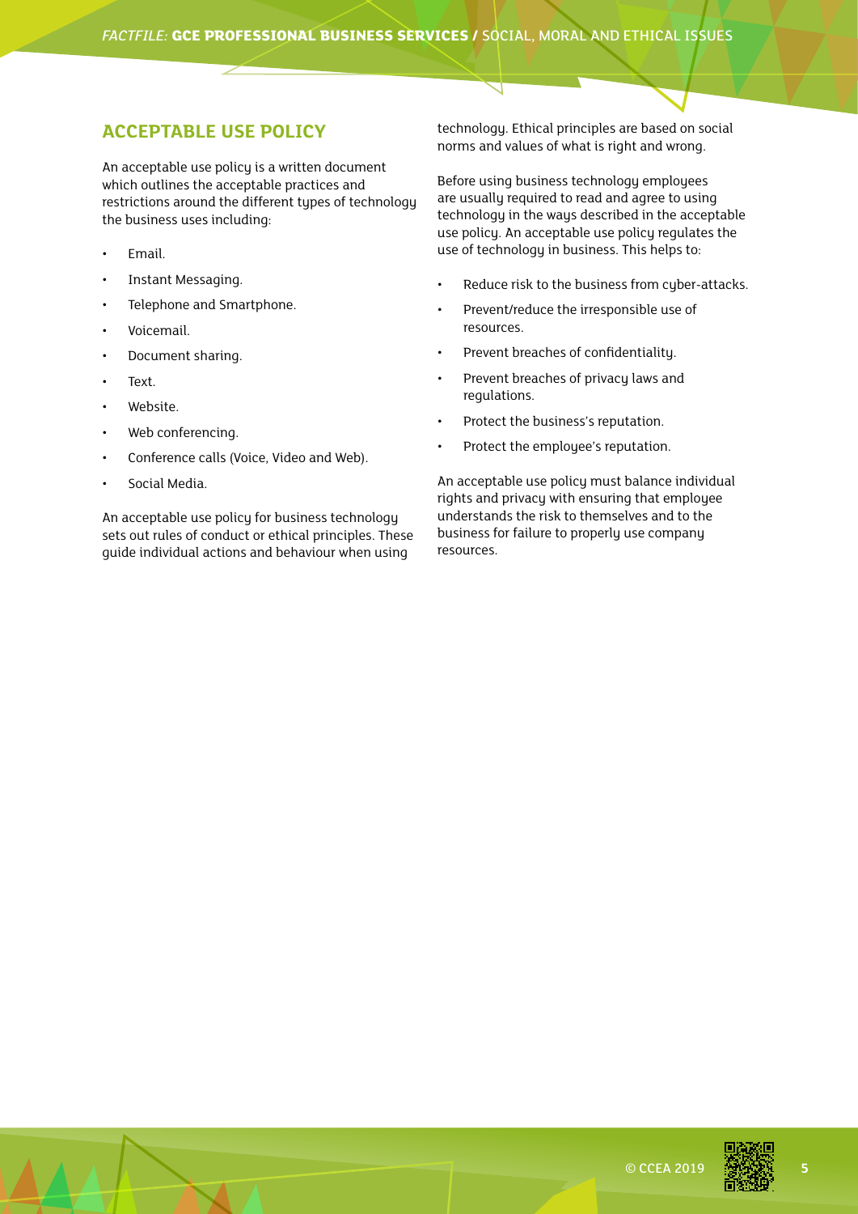## ACCEPTABLE USE POLICY

An acceptable use policy is a written document which outlines the acceptable practices and restrictions around the different types of technology the business uses including:

- Email.
- Instant Messaging.
- Telephone and Smartphone.
- Voicemail.
- Document sharing.
- Text.
- Website.
- Web conferencing.
- Conference calls (Voice, Video and Web).
- Social Media.

An acceptable use policy for business technology sets out rules of conduct or ethical principles. These guide individual actions and behaviour when using technology. Ethical principles are based on social norms and values of what is right and wrong.

Before using business technology employees are usually required to read and agree to using technology in the ways described in the acceptable use policy. An acceptable use policy regulates the use of technology in business. This helps to:

- Reduce risk to the business from cyber-attacks.
- Prevent/reduce the irresponsible use of resources.
- Prevent breaches of confidentiality.
- Prevent breaches of privacy laws and regulations.
- Protect the business's reputation.
- Protect the employee's reputation.

An acceptable use policy must balance individual rights and privacy with ensuring that employee understands the risk to themselves and to the business for failure to properly use company resources.